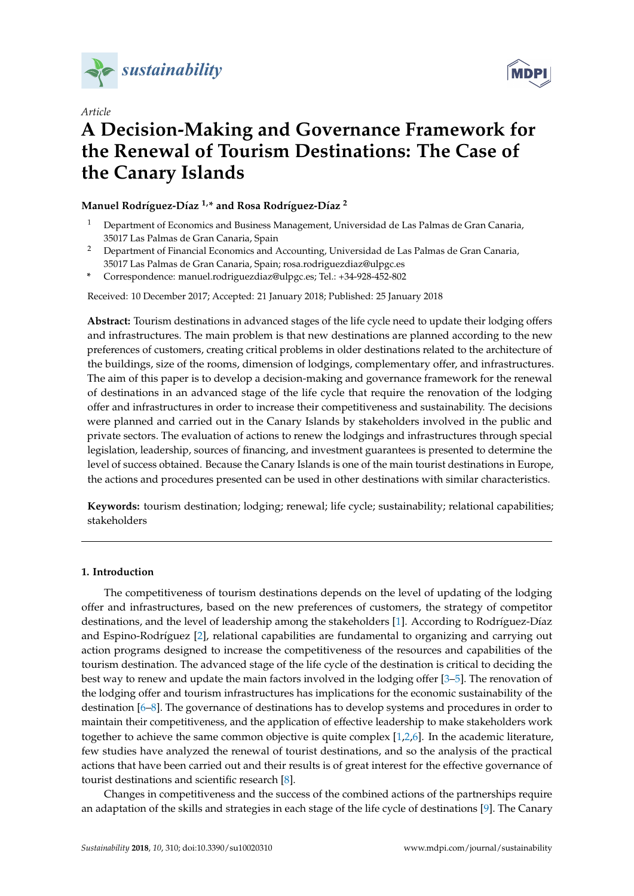*Article*

# A Decision-Making and Governance Framework for the Renewal of Tourism Destinations: The Case of the Canary Islands

**Manuel Rodríguez-Díaz [1,*] and Rosa Rodríguez-Díaz [2]**

[1] Department of Economics and Business Management, Universidad de Las Palmas de Gran Canaria, 35017 Las Palmas de Gran Canaria, Spain

[2] Department of Financial Economics and Accounting, Universidad de Las Palmas de Gran Canaria, 35017 Las Palmas de Gran Canaria, Spain; rosa.rodriguezdiaz@ulpgc.es

\* Correspondence: manuel.rodriguezdiaz@ulpgc.es; Tel.: +34-928-452-802

Received: 10 December 2017; Accepted: 21 January 2018; Published: 25 January 2018

**Abstract:** Tourism destinations in advanced stages of the life cycle need to update their lodging offers and infrastructures. The main problem is that new destinations are planned according to the new preferences of customers, creating critical problems in older destinations related to the architecture of the buildings, size of the rooms, dimension of lodgings, complementary offer, and infrastructures. The aim of this paper is to develop a decision-making and governance framework for the renewal of destinations in an advanced stage of the life cycle that require the renovation of the lodging offer and infrastructures in order to increase their competitiveness and sustainability. The decisions were planned and carried out in the Canary Islands by stakeholders involved in the public and private sectors. The evaluation of actions to renew the lodgings and infrastructures through special legislation, leadership, sources of financing, and investment guarantees is presented to determine the level of success obtained. Because the Canary Islands is one of the main tourist destinations in Europe, the actions and procedures presented can be used in other destinations with similar characteristics.

**Keywords:** tourism destination; lodging; renewal; life cycle; sustainability; relational capabilities; stakeholders

## 1. Introduction

The competitiveness of tourism destinations depends on the level of updating of the lodging offer and infrastructures, based on the new preferences of customers, the strategy of competitor destinations, and the level of leadership among the stakeholders [1]. According to Rodríguez-Díaz and Espino-Rodríguez [2], relational capabilities are fundamental to organizing and carrying out action programs designed to increase the competitiveness of the resources and capabilities of the tourism destination. The advanced stage of the life cycle of the destination is critical to deciding the best way to renew and update the main factors involved in the lodging offer [3–5]. The renovation of the lodging offer and tourism infrastructures has implications for the economic sustainability of the destination [6–8]. The governance of destinations has to develop systems and procedures in order to maintain their competitiveness, and the application of effective leadership to make stakeholders work together to achieve the same common objective is quite complex [1,2,6]. In the academic literature, few studies have analyzed the renewal of tourist destinations, and so the analysis of the practical actions that have been carried out and their results is of great interest for the effective governance of tourist destinations and scientific research [8].

Changes in competitiveness and the success of the combined actions of the partnerships require an adaptation of the skills and strategies in each stage of the life cycle of destinations [9]. The Canary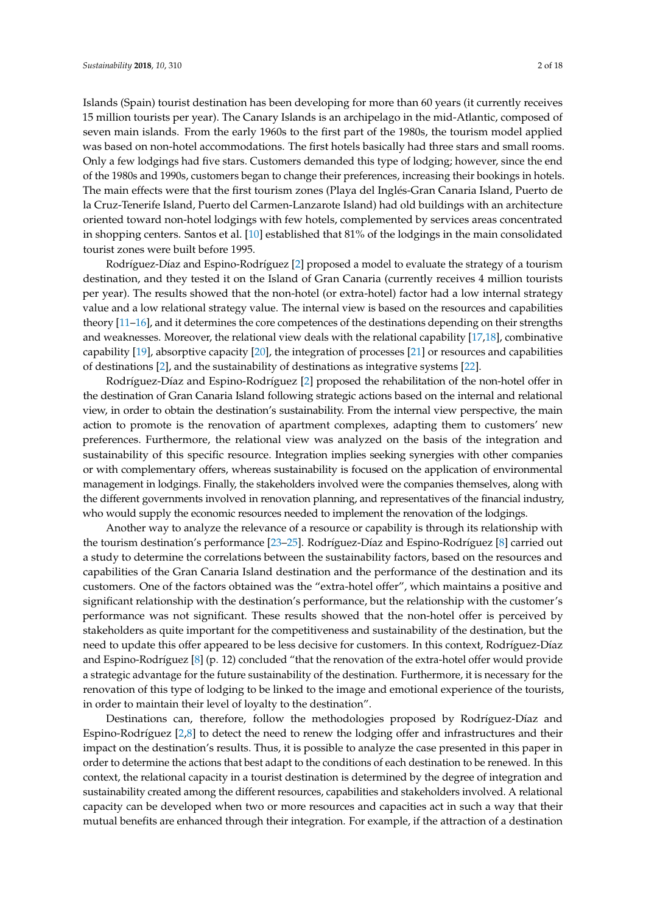Islands (Spain) tourist destination has been developing for more than 60 years (it currently receives 15 million tourists per year). The Canary Islands is an archipelago in the mid-Atlantic, composed of seven main islands. From the early 1960s to the first part of the 1980s, the tourism model applied was based on non-hotel accommodations. The first hotels basically had three stars and small rooms. Only a few lodgings had five stars. Customers demanded this type of lodging; however, since the end of the 1980s and 1990s, customers began to change their preferences, increasing their bookings in hotels. The main effects were that the first tourism zones (Playa del Inglés-Gran Canaria Island, Puerto de la Cruz-Tenerife Island, Puerto del Carmen-Lanzarote Island) had old buildings with an architecture oriented toward non-hotel lodgings with few hotels, complemented by services areas concentrated in shopping centers. Santos et al. [10] established that 81% of the lodgings in the main consolidated tourist zones were built before 1995.

Rodríguez-Díaz and Espino-Rodríguez [2] proposed a model to evaluate the strategy of a tourism destination, and they tested it on the Island of Gran Canaria (currently receives 4 million tourists per year). The results showed that the non-hotel (or extra-hotel) factor had a low internal strategy value and a low relational strategy value. The internal view is based on the resources and capabilities theory [11–16], and it determines the core competences of the destinations depending on their strengths and weaknesses. Moreover, the relational view deals with the relational capability [17,18], combinative capability [19], absorptive capacity [20], the integration of processes [21] or resources and capabilities of destinations [2], and the sustainability of destinations as integrative systems [22].

Rodríguez-Díaz and Espino-Rodríguez [2] proposed the rehabilitation of the non-hotel offer in the destination of Gran Canaria Island following strategic actions based on the internal and relational view, in order to obtain the destination's sustainability. From the internal view perspective, the main action to promote is the renovation of apartment complexes, adapting them to customers' new preferences. Furthermore, the relational view was analyzed on the basis of the integration and sustainability of this specific resource. Integration implies seeking synergies with other companies or with complementary offers, whereas sustainability is focused on the application of environmental management in lodgings. Finally, the stakeholders involved were the companies themselves, along with the different governments involved in renovation planning, and representatives of the financial industry, who would supply the economic resources needed to implement the renovation of the lodgings.

Another way to analyze the relevance of a resource or capability is through its relationship with the tourism destination's performance [23–25]. Rodríguez-Díaz and Espino-Rodríguez [8] carried out a study to determine the correlations between the sustainability factors, based on the resources and capabilities of the Gran Canaria Island destination and the performance of the destination and its customers. One of the factors obtained was the "extra-hotel offer", which maintains a positive and significant relationship with the destination's performance, but the relationship with the customer's performance was not significant. These results showed that the non-hotel offer is perceived by stakeholders as quite important for the competitiveness and sustainability of the destination, but the need to update this offer appeared to be less decisive for customers. In this context, Rodríguez-Díaz and Espino-Rodríguez [8] (p. 12) concluded "that the renovation of the extra-hotel offer would provide a strategic advantage for the future sustainability of the destination. Furthermore, it is necessary for the renovation of this type of lodging to be linked to the image and emotional experience of the tourists, in order to maintain their level of loyalty to the destination".

Destinations can, therefore, follow the methodologies proposed by Rodríguez-Díaz and Espino-Rodríguez [2,8] to detect the need to renew the lodging offer and infrastructures and their impact on the destination's results. Thus, it is possible to analyze the case presented in this paper in order to determine the actions that best adapt to the conditions of each destination to be renewed. In this context, the relational capacity in a tourist destination is determined by the degree of integration and sustainability created among the different resources, capabilities and stakeholders involved. A relational capacity can be developed when two or more resources and capacities act in such a way that their mutual benefits are enhanced through their integration. For example, if the attraction of a destination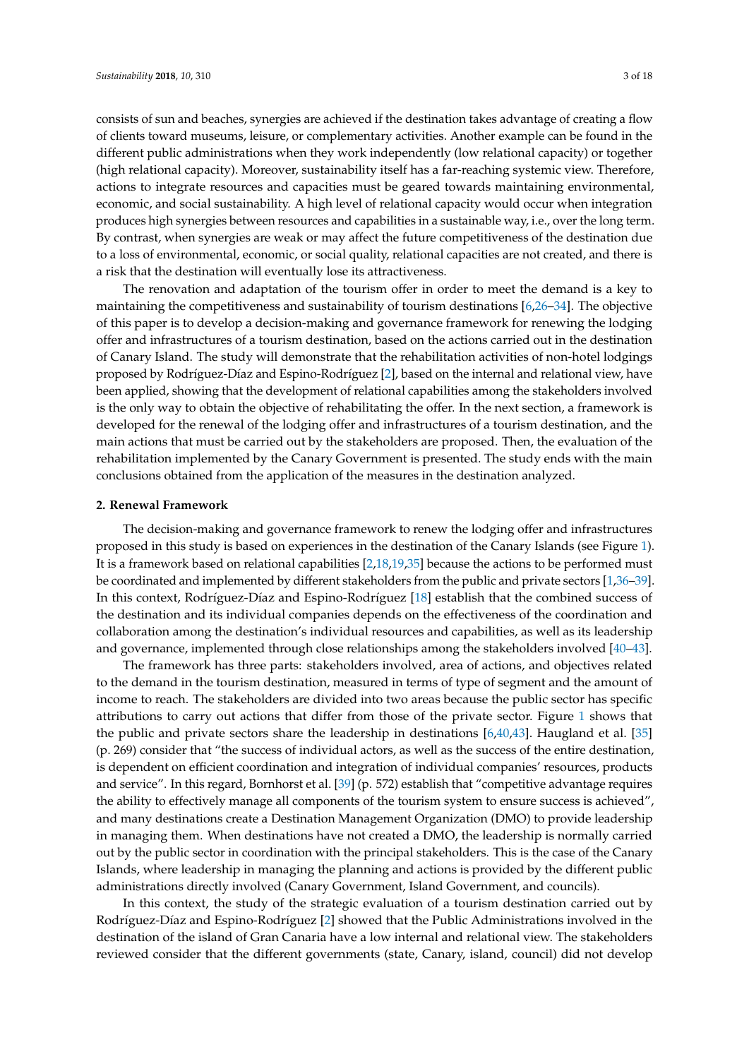consists of sun and beaches, synergies are achieved if the destination takes advantage of creating a flow of clients toward museums, leisure, or complementary activities. Another example can be found in the different public administrations when they work independently (low relational capacity) or together (high relational capacity). Moreover, sustainability itself has a far-reaching systemic view. Therefore, actions to integrate resources and capacities must be geared towards maintaining environmental, economic, and social sustainability. A high level of relational capacity would occur when integration produces high synergies between resources and capabilities in a sustainable way, i.e., over the long term. By contrast, when synergies are weak or may affect the future competitiveness of the destination due to a loss of environmental, economic, or social quality, relational capacities are not created, and there is a risk that the destination will eventually lose its attractiveness.

The renovation and adaptation of the tourism offer in order to meet the demand is a key to maintaining the competitiveness and sustainability of tourism destinations [6,26–34]. The objective of this paper is to develop a decision-making and governance framework for renewing the lodging offer and infrastructures of a tourism destination, based on the actions carried out in the destination of Canary Island. The study will demonstrate that the rehabilitation activities of non-hotel lodgings proposed by Rodríguez-Díaz and Espino-Rodríguez [2], based on the internal and relational view, have been applied, showing that the development of relational capabilities among the stakeholders involved is the only way to obtain the objective of rehabilitating the offer. In the next section, a framework is developed for the renewal of the lodging offer and infrastructures of a tourism destination, and the main actions that must be carried out by the stakeholders are proposed. Then, the evaluation of the rehabilitation implemented by the Canary Government is presented. The study ends with the main conclusions obtained from the application of the measures in the destination analyzed.

## 2. Renewal Framework

The decision-making and governance framework to renew the lodging offer and infrastructures proposed in this study is based on experiences in the destination of the Canary Islands (see Figure 1). It is a framework based on relational capabilities [2,18,19,35] because the actions to be performed must be coordinated and implemented by different stakeholders from the public and private sectors [1,36–39]. In this context, Rodríguez-Díaz and Espino-Rodríguez [18] establish that the combined success of the destination and its individual companies depends on the effectiveness of the coordination and collaboration among the destination's individual resources and capabilities, as well as its leadership and governance, implemented through close relationships among the stakeholders involved [40–43].

The framework has three parts: stakeholders involved, area of actions, and objectives related to the demand in the tourism destination, measured in terms of type of segment and the amount of income to reach. The stakeholders are divided into two areas because the public sector has specific attributions to carry out actions that differ from those of the private sector. Figure 1 shows that the public and private sectors share the leadership in destinations [6,40,43]. Haugland et al. [35] (p. 269) consider that "the success of individual actors, as well as the success of the entire destination, is dependent on efficient coordination and integration of individual companies' resources, products and service". In this regard, Bornhorst et al. [39] (p. 572) establish that "competitive advantage requires the ability to effectively manage all components of the tourism system to ensure success is achieved", and many destinations create a Destination Management Organization (DMO) to provide leadership in managing them. When destinations have not created a DMO, the leadership is normally carried out by the public sector in coordination with the principal stakeholders. This is the case of the Canary Islands, where leadership in managing the planning and actions is provided by the different public administrations directly involved (Canary Government, Island Government, and councils).

In this context, the study of the strategic evaluation of a tourism destination carried out by Rodríguez-Díaz and Espino-Rodríguez [2] showed that the Public Administrations involved in the destination of the island of Gran Canaria have a low internal and relational view. The stakeholders reviewed consider that the different governments (state, Canary, island, council) did not develop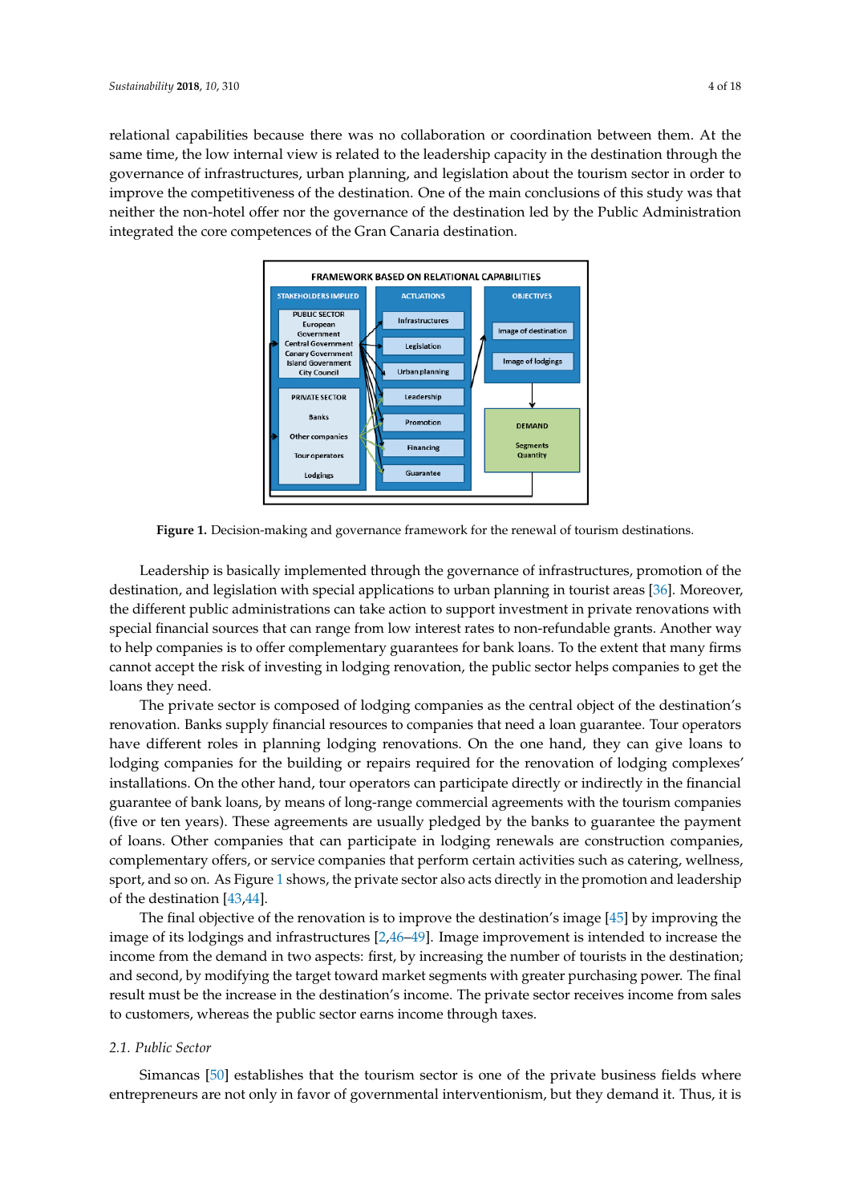relational capabilities because there was no collaboration or coordination between them. At the same time, the low internal view is related to the leadership capacity in the destination through the governance of infrastructures, urban planning, and legislation about the tourism sector in order to improve the competitiveness of the destination. One of the main conclusions of this study was that neither the non-hotel offer nor the governance of the destination led by the Public Administration integrated the core competences of the Gran Canaria destination.

**Figure 1.** Decision-making and governance framework for the renewal of tourism destinations.

Leadership is basically implemented through the governance of infrastructures, promotion of the destination, and legislation with special applications to urban planning in tourist areas [36]. Moreover, the different public administrations can take action to support investment in private renovations with special financial sources that can range from low interest rates to non-refundable grants. Another way to help companies is to offer complementary guarantees for bank loans. To the extent that many firms cannot accept the risk of investing in lodging renovation, the public sector helps companies to get the loans they need.

The private sector is composed of lodging companies as the central object of the destination's renovation. Banks supply financial resources to companies that need a loan guarantee. Tour operators have different roles in planning lodging renovations. On the one hand, they can give loans to lodging companies for the building or repairs required for the renovation of lodging complexes' installations. On the other hand, tour operators can participate directly or indirectly in the financial guarantee of bank loans, by means of long-range commercial agreements with the tourism companies (five or ten years). These agreements are usually pledged by the banks to guarantee the payment of loans. Other companies that can participate in lodging renewals are construction companies, complementary offers, or service companies that perform certain activities such as catering, wellness, sport, and so on. As Figure 1 shows, the private sector also acts directly in the promotion and leadership of the destination [43,44].

The final objective of the renovation is to improve the destination's image [45] by improving the image of its lodgings and infrastructures [2,46–49]. Image improvement is intended to increase the income from the demand in two aspects: first, by increasing the number of tourists in the destination; and second, by modifying the target toward market segments with greater purchasing power. The final result must be the increase in the destination's income. The private sector receives income from sales to customers, whereas the public sector earns income through taxes.

### 2.1. Public Sector

Simancas [50] establishes that the tourism sector is one of the private business fields where entrepreneurs are not only in favor of governmental interventionism, but they demand it. Thus, it is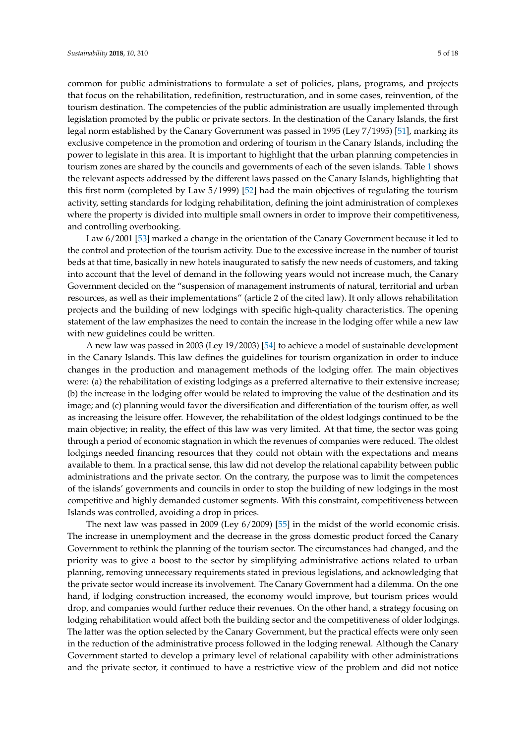common for public administrations to formulate a set of policies, plans, programs, and projects that focus on the rehabilitation, redefinition, restructuration, and in some cases, reinvention, of the tourism destination. The competencies of the public administration are usually implemented through legislation promoted by the public or private sectors. In the destination of the Canary Islands, the first legal norm established by the Canary Government was passed in 1995 (Ley 7/1995) [51], marking its exclusive competence in the promotion and ordering of tourism in the Canary Islands, including the power to legislate in this area. It is important to highlight that the urban planning competencies in tourism zones are shared by the councils and governments of each of the seven islands. Table 1 shows the relevant aspects addressed by the different laws passed on the Canary Islands, highlighting that this first norm (completed by Law 5/1999) [52] had the main objectives of regulating the tourism activity, setting standards for lodging rehabilitation, defining the joint administration of complexes where the property is divided into multiple small owners in order to improve their competitiveness, and controlling overbooking.

Law 6/2001 [53] marked a change in the orientation of the Canary Government because it led to the control and protection of the tourism activity. Due to the excessive increase in the number of tourist beds at that time, basically in new hotels inaugurated to satisfy the new needs of customers, and taking into account that the level of demand in the following years would not increase much, the Canary Government decided on the "suspension of management instruments of natural, territorial and urban resources, as well as their implementations" (article 2 of the cited law). It only allows rehabilitation projects and the building of new lodgings with specific high-quality characteristics. The opening statement of the law emphasizes the need to contain the increase in the lodging offer while a new law with new guidelines could be written.

A new law was passed in 2003 (Ley 19/2003) [54] to achieve a model of sustainable development in the Canary Islands. This law defines the guidelines for tourism organization in order to induce changes in the production and management methods of the lodging offer. The main objectives were: (a) the rehabilitation of existing lodgings as a preferred alternative to their extensive increase; (b) the increase in the lodging offer would be related to improving the value of the destination and its image; and (c) planning would favor the diversification and differentiation of the tourism offer, as well as increasing the leisure offer. However, the rehabilitation of the oldest lodgings continued to be the main objective; in reality, the effect of this law was very limited. At that time, the sector was going through a period of economic stagnation in which the revenues of companies were reduced. The oldest lodgings needed financing resources that they could not obtain with the expectations and means available to them. In a practical sense, this law did not develop the relational capability between public administrations and the private sector. On the contrary, the purpose was to limit the competences of the islands' governments and councils in order to stop the building of new lodgings in the most competitive and highly demanded customer segments. With this constraint, competitiveness between Islands was controlled, avoiding a drop in prices.

The next law was passed in 2009 (Ley 6/2009) [55] in the midst of the world economic crisis. The increase in unemployment and the decrease in the gross domestic product forced the Canary Government to rethink the planning of the tourism sector. The circumstances had changed, and the priority was to give a boost to the sector by simplifying administrative actions related to urban planning, removing unnecessary requirements stated in previous legislations, and acknowledging that the private sector would increase its involvement. The Canary Government had a dilemma. On the one hand, if lodging construction increased, the economy would improve, but tourism prices would drop, and companies would further reduce their revenues. On the other hand, a strategy focusing on lodging rehabilitation would affect both the building sector and the competitiveness of older lodgings. The latter was the option selected by the Canary Government, but the practical effects were only seen in the reduction of the administrative process followed in the lodging renewal. Although the Canary Government started to develop a primary level of relational capability with other administrations and the private sector, it continued to have a restrictive view of the problem and did not notice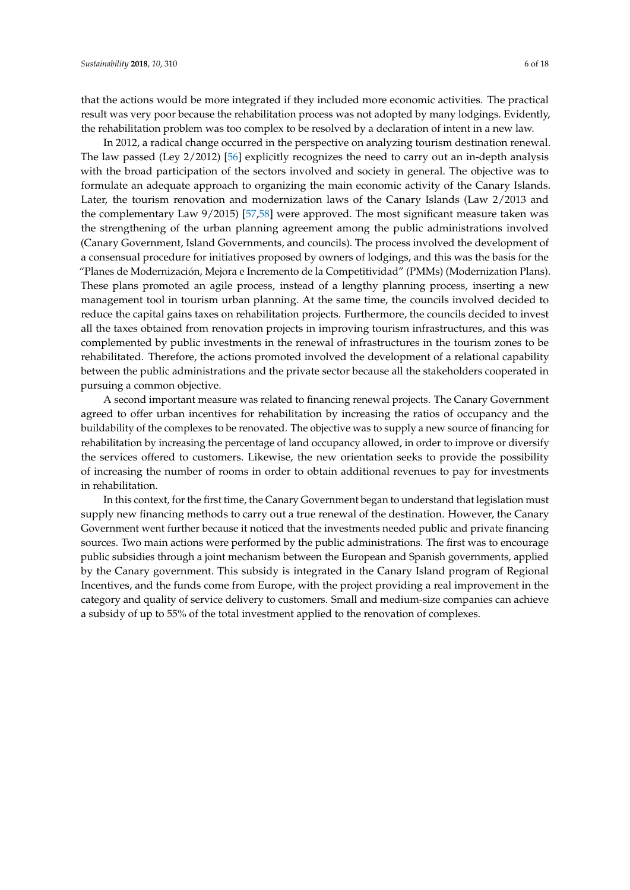that the actions would be more integrated if they included more economic activities. The practical result was very poor because the rehabilitation process was not adopted by many lodgings. Evidently, the rehabilitation problem was too complex to be resolved by a declaration of intent in a new law.

In 2012, a radical change occurred in the perspective on analyzing tourism destination renewal. The law passed (Ley 2/2012) [56] explicitly recognizes the need to carry out an in-depth analysis with the broad participation of the sectors involved and society in general. The objective was to formulate an adequate approach to organizing the main economic activity of the Canary Islands. Later, the tourism renovation and modernization laws of the Canary Islands (Law 2/2013 and the complementary Law 9/2015) [57,58] were approved. The most significant measure taken was the strengthening of the urban planning agreement among the public administrations involved (Canary Government, Island Governments, and councils). The process involved the development of a consensual procedure for initiatives proposed by owners of lodgings, and this was the basis for the "Planes de Modernización, Mejora e Incremento de la Competitividad" (PMMs) (Modernization Plans). These plans promoted an agile process, instead of a lengthy planning process, inserting a new management tool in tourism urban planning. At the same time, the councils involved decided to reduce the capital gains taxes on rehabilitation projects. Furthermore, the councils decided to invest all the taxes obtained from renovation projects in improving tourism infrastructures, and this was complemented by public investments in the renewal of infrastructures in the tourism zones to be rehabilitated. Therefore, the actions promoted involved the development of a relational capability between the public administrations and the private sector because all the stakeholders cooperated in pursuing a common objective.

A second important measure was related to financing renewal projects. The Canary Government agreed to offer urban incentives for rehabilitation by increasing the ratios of occupancy and the buildability of the complexes to be renovated. The objective was to supply a new source of financing for rehabilitation by increasing the percentage of land occupancy allowed, in order to improve or diversify the services offered to customers. Likewise, the new orientation seeks to provide the possibility of increasing the number of rooms in order to obtain additional revenues to pay for investments in rehabilitation.

In this context, for the first time, the Canary Government began to understand that legislation must supply new financing methods to carry out a true renewal of the destination. However, the Canary Government went further because it noticed that the investments needed public and private financing sources. Two main actions were performed by the public administrations. The first was to encourage public subsidies through a joint mechanism between the European and Spanish governments, applied by the Canary government. This subsidy is integrated in the Canary Island program of Regional Incentives, and the funds come from Europe, with the project providing a real improvement in the category and quality of service delivery to customers. Small and medium-size companies can achieve a subsidy of up to 55% of the total investment applied to the renovation of complexes.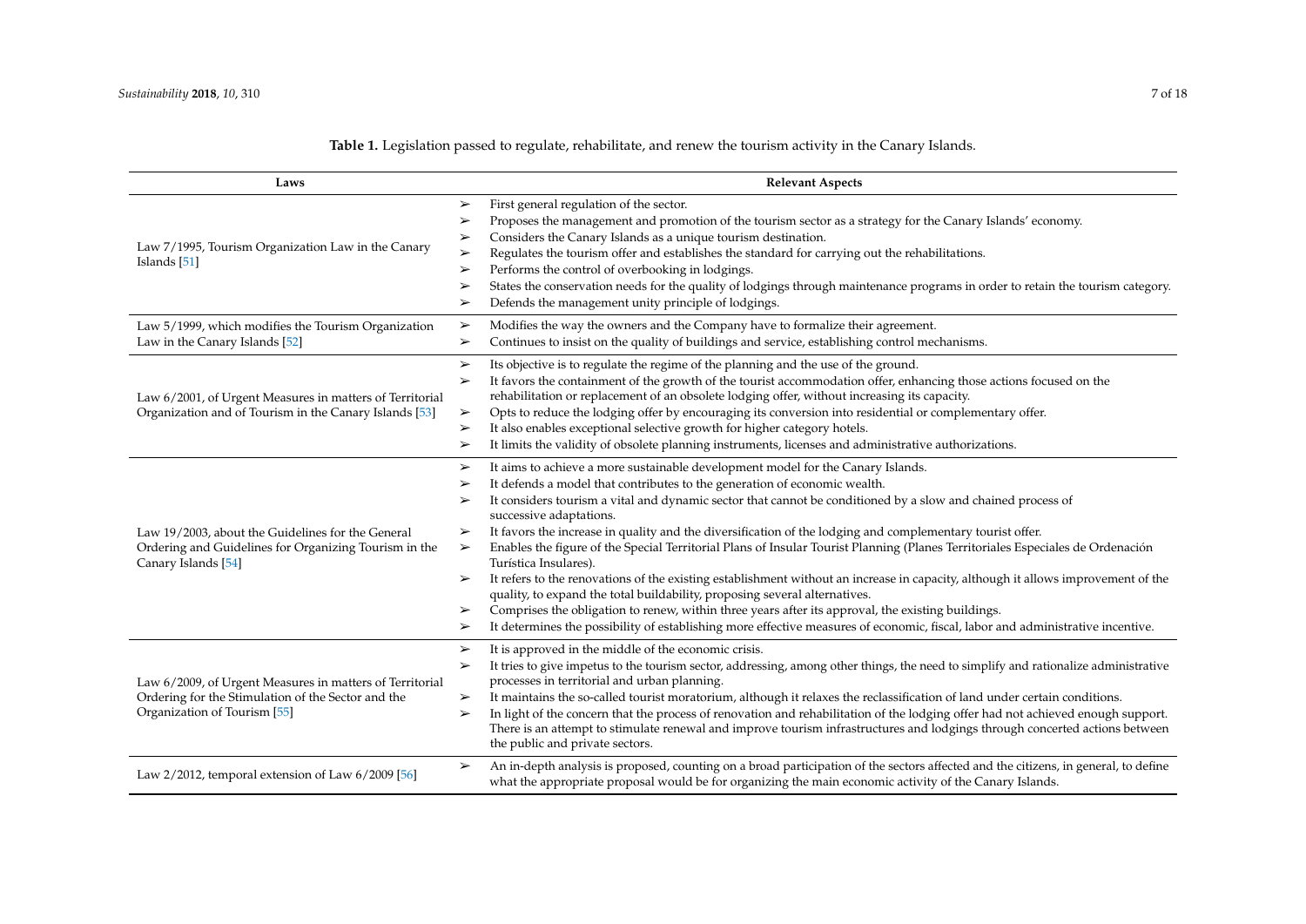**Table 1.** Legislation passed to regulate, rehabilitate, and renew the tourism activity in the Canary Islands.

| Laws | Relevant Aspects |
| --- | --- |
| Law 7/1995, Tourism Organization Law in the Canary Islands [51] | ➢ First general regulation of the sector.<br>➢ Proposes the management and promotion of the tourism sector as a strategy for the Canary Islands' economy.<br>➢ Considers the Canary Islands as a unique tourism destination.<br>➢ Regulates the tourism offer and establishes the standard for carrying out the rehabilitations.<br>➢ Performs the control of overbooking in lodgings.<br>➢ States the conservation needs for the quality of lodgings through maintenance programs in order to retain the tourism category.<br>➢ Defends the management unity principle of lodgings. |
| Law 5/1999, which modifies the Tourism Organization Law in the Canary Islands [52] | ➢ Modifies the way the owners and the Company have to formalize their agreement.<br>➢ Continues to insist on the quality of buildings and service, establishing control mechanisms. |
| Law 6/2001, of Urgent Measures in matters of Territorial Organization and of Tourism in the Canary Islands [53] | ➢ Its objective is to regulate the regime of the planning and the use of the ground.<br>➢ It favors the containment of the growth of the tourist accommodation offer, enhancing those actions focused on the rehabilitation or replacement of an obsolete lodging offer, without increasing its capacity.<br>➢ Opts to reduce the lodging offer by encouraging its conversion into residential or complementary offer.<br>➢ It also enables exceptional selective growth for higher category hotels.<br>➢ It limits the validity of obsolete planning instruments, licenses and administrative authorizations. |
| Law 19/2003, about the Guidelines for the General Ordering and Guidelines for Organizing Tourism in the Canary Islands [54] | ➢ It aims to achieve a more sustainable development model for the Canary Islands.<br>➢ It defends a model that contributes to the generation of economic wealth.<br>➢ It considers tourism a vital and dynamic sector that cannot be conditioned by a slow and chained process of successive adaptations.<br>➢ It favors the increase in quality and the diversification of the lodging and complementary tourist offer.<br>➢ Enables the figure of the Special Territorial Plans of Insular Tourist Planning (Planes Territoriales Especiales de Ordenación Turística Insulares).<br>➢ It refers to the renovations of the existing establishment without an increase in capacity, although it allows improvement of the quality, to expand the total buildability, proposing several alternatives.<br>➢ Comprises the obligation to renew, within three years after its approval, the existing buildings.<br>➢ It determines the possibility of establishing more effective measures of economic, fiscal, labor and administrative incentive. |
| Law 6/2009, of Urgent Measures in matters of Territorial Ordering for the Stimulation of the Sector and the Organization of Tourism [55] | ➢ It is approved in the middle of the economic crisis.<br>➢ It tries to give impetus to the tourism sector, addressing, among other things, the need to simplify and rationalize administrative processes in territorial and urban planning.<br>➢ It maintains the so-called tourist moratorium, although it relaxes the reclassification of land under certain conditions.<br>➢ In light of the concern that the process of renovation and rehabilitation of the lodging offer had not achieved enough support. There is an attempt to stimulate renewal and improve tourism infrastructures and lodgings through concerted actions between the public and private sectors. |
| Law 2/2012, temporal extension of Law 6/2009 [56] | ➢ An in-depth analysis is proposed, counting on a broad participation of the sectors affected and the citizens, in general, to define what the appropriate proposal would be for organizing the main economic activity of the Canary Islands. |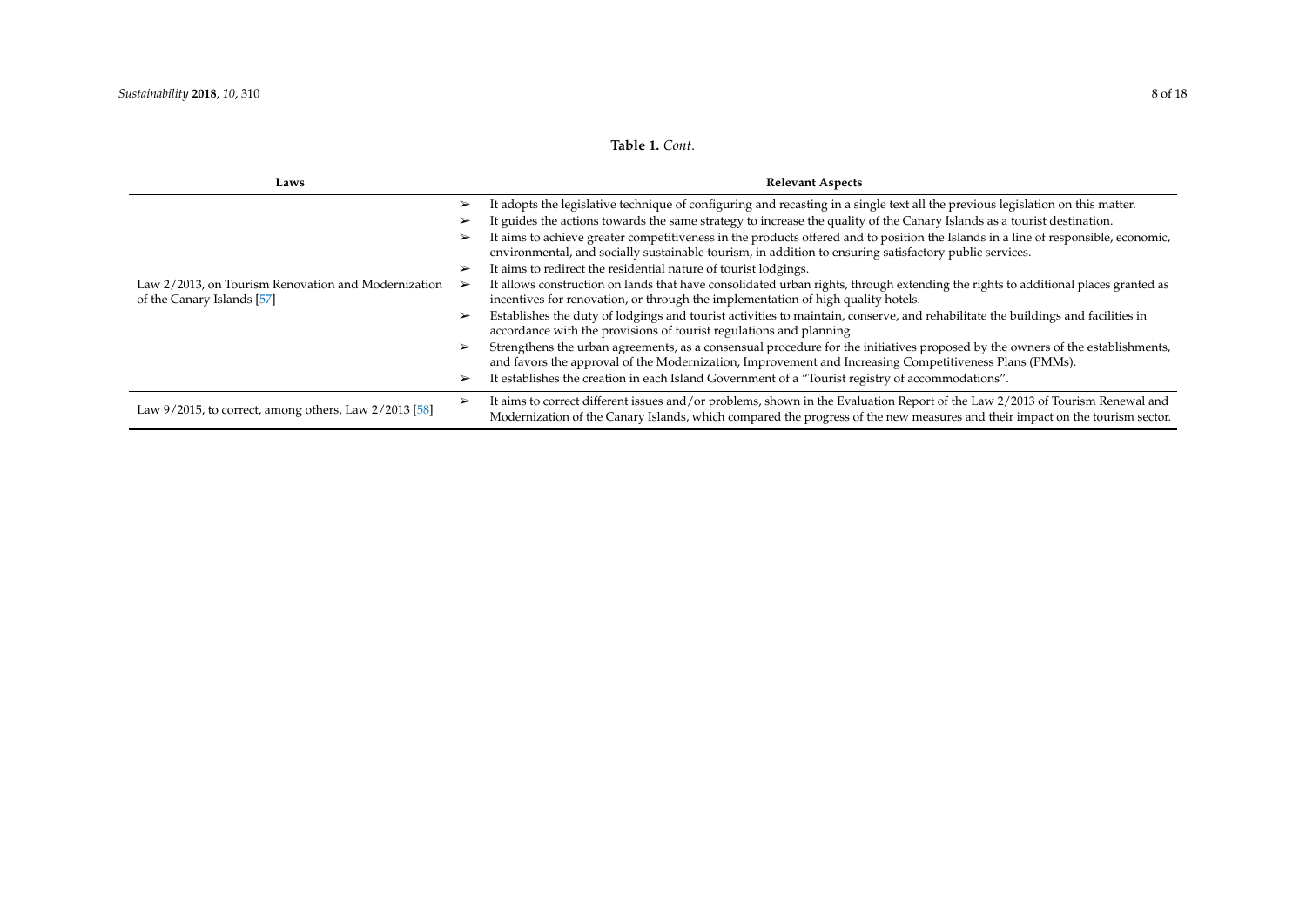**Table 1.** *Cont.*

| Laws | Relevant Aspects |
| --- | --- |
| Law 2/2013, on Tourism Renovation and Modernization of the Canary Islands [57] | ➢ It adopts the legislative technique of configuring and recasting in a single text all the previous legislation on this matter. <br> ➢ It guides the actions towards the same strategy to increase the quality of the Canary Islands as a tourist destination. <br> ➢ It aims to achieve greater competitiveness in the products offered and to position the Islands in a line of responsible, economic, environmental, and socially sustainable tourism, in addition to ensuring satisfactory public services. <br> ➢ It aims to redirect the residential nature of tourist lodgings. <br> ➢ It allows construction on lands that have consolidated urban rights, through extending the rights to additional places granted as incentives for renovation, or through the implementation of high quality hotels. <br> ➢ Establishes the duty of lodgings and tourist activities to maintain, conserve, and rehabilitate the buildings and facilities in accordance with the provisions of tourist regulations and planning. <br> ➢ Strengthens the urban agreements, as a consensual procedure for the initiatives proposed by the owners of the establishments, and favors the approval of the Modernization, Improvement and Increasing Competitiveness Plans (PMMs). <br> ➢ It establishes the creation in each Island Government of a "Tourist registry of accommodations". |
| Law 9/2015, to correct, among others, Law 2/2013 [58] | ➢ It aims to correct different issues and/or problems, shown in the Evaluation Report of the Law 2/2013 of Tourism Renewal and Modernization of the Canary Islands, which compared the progress of the new measures and their impact on the tourism sector. |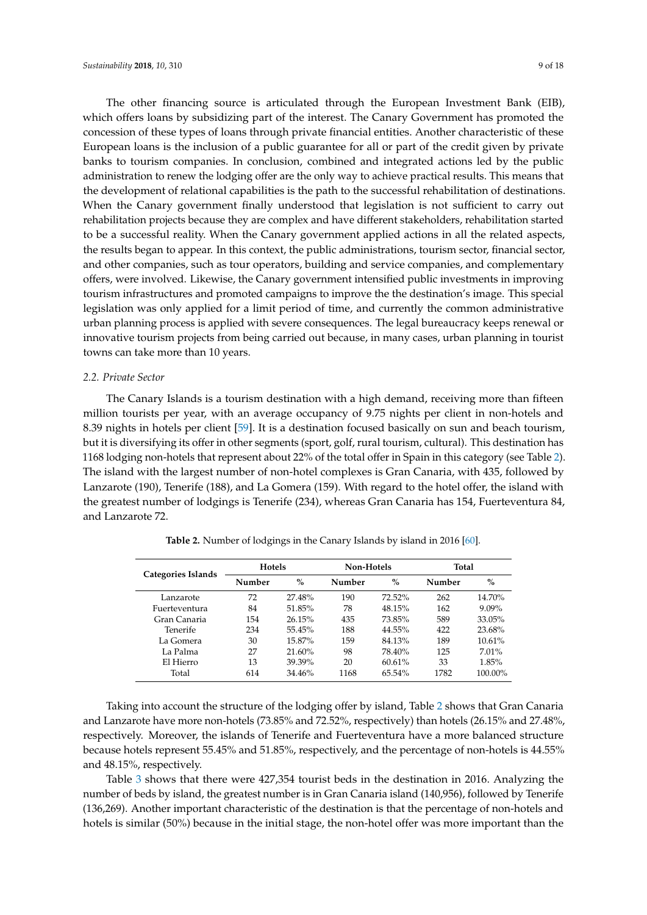The other financing source is articulated through the European Investment Bank (EIB), which offers loans by subsidizing part of the interest. The Canary Government has promoted the concession of these types of loans through private financial entities. Another characteristic of these European loans is the inclusion of a public guarantee for all or part of the credit given by private banks to tourism companies. In conclusion, combined and integrated actions led by the public administration to renew the lodging offer are the only way to achieve practical results. This means that the development of relational capabilities is the path to the successful rehabilitation of destinations. When the Canary government finally understood that legislation is not sufficient to carry out rehabilitation projects because they are complex and have different stakeholders, rehabilitation started to be a successful reality. When the Canary government applied actions in all the related aspects, the results began to appear. In this context, the public administrations, tourism sector, financial sector, and other companies, such as tour operators, building and service companies, and complementary offers, were involved. Likewise, the Canary government intensified public investments in improving tourism infrastructures and promoted campaigns to improve the the destination's image. This special legislation was only applied for a limit period of time, and currently the common administrative urban planning process is applied with severe consequences. The legal bureaucracy keeps renewal or innovative tourism projects from being carried out because, in many cases, urban planning in tourist towns can take more than 10 years.

### *2.2. Private Sector*

The Canary Islands is a tourism destination with a high demand, receiving more than fifteen million tourists per year, with an average occupancy of 9.75 nights per client in non-hotels and 8.39 nights in hotels per client [59]. It is a destination focused basically on sun and beach tourism, but it is diversifying its offer in other segments (sport, golf, rural tourism, cultural). This destination has 1168 lodging non-hotels that represent about 22% of the total offer in Spain in this category (see Table 2). The island with the largest number of non-hotel complexes is Gran Canaria, with 435, followed by Lanzarote (190), Tenerife (188), and La Gomera (159). With regard to the hotel offer, the island with the greatest number of lodgings is Tenerife (234), whereas Gran Canaria has 154, Fuerteventura 84, and Lanzarote 72.

**Table 2.** Number of lodgings in the Canary Islands by island in 2016 [60].

| Categories Islands | Hotels | | Non-Hotels | | Total | |
|---|---|---|---|---|---|---|
| | Number | % | Number | % | Number | % |
| Lanzarote | 72 | 27.48% | 190 | 72.52% | 262 | 14.70% |
| Fuerteventura | 84 | 51.85% | 78 | 48.15% | 162 | 9.09% |
| Gran Canaria | 154 | 26.15% | 435 | 73.85% | 589 | 33.05% |
| Tenerife | 234 | 55.45% | 188 | 44.55% | 422 | 23.68% |
| La Gomera | 30 | 15.87% | 159 | 84.13% | 189 | 10.61% |
| La Palma | 27 | 21.60% | 98 | 78.40% | 125 | 7.01% |
| El Hierro | 13 | 39.39% | 20 | 60.61% | 33 | 1.85% |
| Total | 614 | 34.46% | 1168 | 65.54% | 1782 | 100.00% |

Taking into account the structure of the lodging offer by island, Table 2 shows that Gran Canaria and Lanzarote have more non-hotels (73.85% and 72.52%, respectively) than hotels (26.15% and 27.48%, respectively. Moreover, the islands of Tenerife and Fuerteventura have a more balanced structure because hotels represent 55.45% and 51.85%, respectively, and the percentage of non-hotels is 44.55% and 48.15%, respectively.

Table 3 shows that there were 427,354 tourist beds in the destination in 2016. Analyzing the number of beds by island, the greatest number is in Gran Canaria island (140,956), followed by Tenerife (136,269). Another important characteristic of the destination is that the percentage of non-hotels and hotels is similar (50%) because in the initial stage, the non-hotel offer was more important than the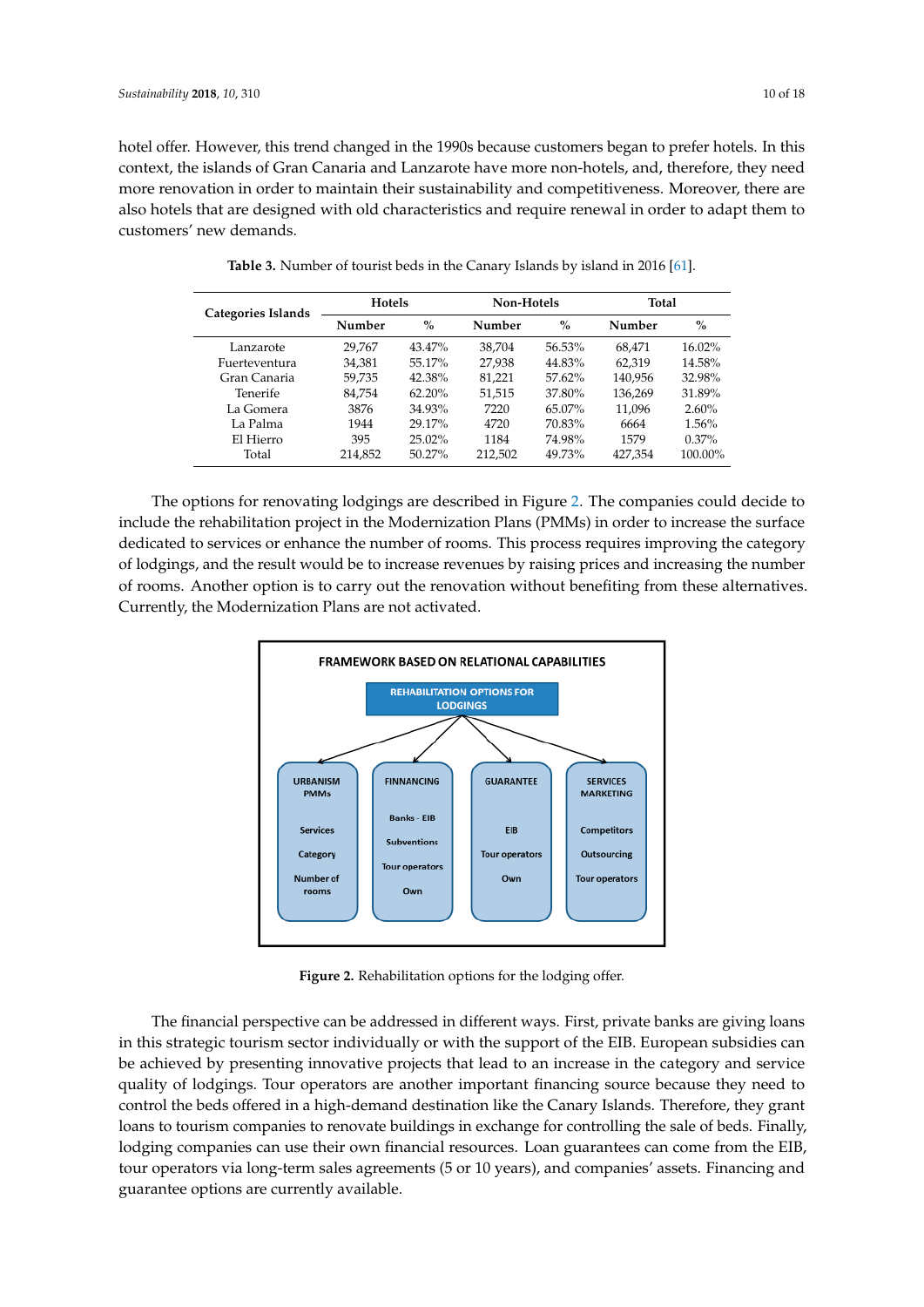hotel offer. However, this trend changed in the 1990s because customers began to prefer hotels. In this context, the islands of Gran Canaria and Lanzarote have more non-hotels, and, therefore, they need more renovation in order to maintain their sustainability and competitiveness. Moreover, there are also hotels that are designed with old characteristics and require renewal in order to adapt them to customers' new demands.

**Table 3.** Number of tourist beds in the Canary Islands by island in 2016 [61].

| Categories Islands | Hotels | | Non-Hotels | | Total | |
|---|---|---|---|---|---|---|
| | Number | % | Number | % | Number | % |
| Lanzarote | 29,767 | 43.47% | 38,704 | 56.53% | 68,471 | 16.02% |
| Fuerteventura | 34,381 | 55.17% | 27,938 | 44.83% | 62,319 | 14.58% |
| Gran Canaria | 59,735 | 42.38% | 81,221 | 57.62% | 140,956 | 32.98% |
| Tenerife | 84,754 | 62.20% | 51,515 | 37.80% | 136,269 | 31.89% |
| La Gomera | 3876 | 34.93% | 7220 | 65.07% | 11,096 | 2.60% |
| La Palma | 1944 | 29.17% | 4720 | 70.83% | 6664 | 1.56% |
| El Hierro | 395 | 25.02% | 1184 | 74.98% | 1579 | 0.37% |
| Total | 214,852 | 50.27% | 212,502 | 49.73% | 427,354 | 100.00% |

The options for renovating lodgings are described in Figure 2. The companies could decide to include the rehabilitation project in the Modernization Plans (PMMs) in order to increase the surface dedicated to services or enhance the number of rooms. This process requires improving the category of lodgings, and the result would be to increase revenues by raising prices and increasing the number of rooms. Another option is to carry out the renovation without benefiting from these alternatives. Currently, the Modernization Plans are not activated.

FRAMEWORK BASED ON RELATIONAL CAPABILITIES

REHABILITATION OPTIONS FOR LODGINGS

| URBANISM PMMs | FINNANCING | GUARANTEE | SERVICES MARKETING |
|---|---|---|---|
| Services | Banks - EIB | EIB | Competitors |
| Category | Subventions | Tour operators | Outsourcing |
| Number of rooms | Tour operators | Own | Tour operators |
| | Own | | |

**Figure 2.** Rehabilitation options for the lodging offer.

The financial perspective can be addressed in different ways. First, private banks are giving loans in this strategic tourism sector individually or with the support of the EIB. European subsidies can be achieved by presenting innovative projects that lead to an increase in the category and service quality of lodgings. Tour operators are another important financing source because they need to control the beds offered in a high-demand destination like the Canary Islands. Therefore, they grant loans to tourism companies to renovate buildings in exchange for controlling the sale of beds. Finally, lodging companies can use their own financial resources. Loan guarantees can come from the EIB, tour operators via long-term sales agreements (5 or 10 years), and companies' assets. Financing and guarantee options are currently available.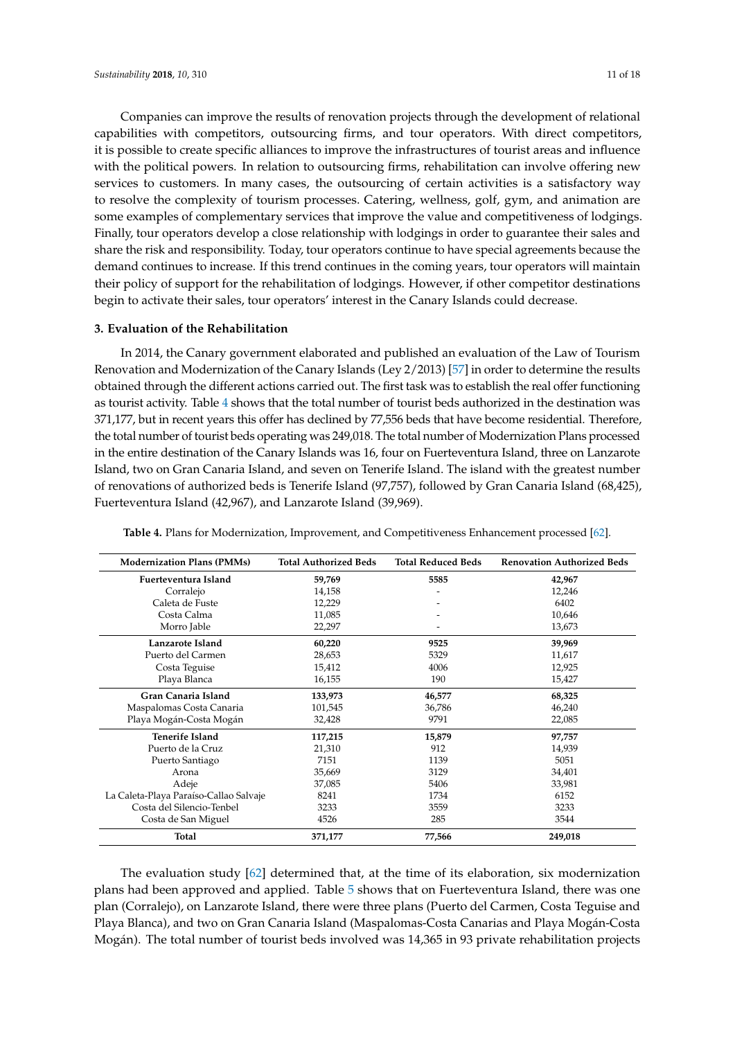Companies can improve the results of renovation projects through the development of relational capabilities with competitors, outsourcing firms, and tour operators. With direct competitors, it is possible to create specific alliances to improve the infrastructures of tourist areas and influence with the political powers. In relation to outsourcing firms, rehabilitation can involve offering new services to customers. In many cases, the outsourcing of certain activities is a satisfactory way to resolve the complexity of tourism processes. Catering, wellness, golf, gym, and animation are some examples of complementary services that improve the value and competitiveness of lodgings. Finally, tour operators develop a close relationship with lodgings in order to guarantee their sales and share the risk and responsibility. Today, tour operators continue to have special agreements because the demand continues to increase. If this trend continues in the coming years, tour operators will maintain their policy of support for the rehabilitation of lodgings. However, if other competitor destinations begin to activate their sales, tour operators' interest in the Canary Islands could decrease.

### 3. Evaluation of the Rehabilitation

In 2014, the Canary government elaborated and published an evaluation of the Law of Tourism Renovation and Modernization of the Canary Islands (Ley 2/2013) [57] in order to determine the results obtained through the different actions carried out. The first task was to establish the real offer functioning as tourist activity. Table 4 shows that the total number of tourist beds authorized in the destination was 371,177, but in recent years this offer has declined by 77,556 beds that have become residential. Therefore, the total number of tourist beds operating was 249,018. The total number of Modernization Plans processed in the entire destination of the Canary Islands was 16, four on Fuerteventura Island, three on Lanzarote Island, two on Gran Canaria Island, and seven on Tenerife Island. The island with the greatest number of renovations of authorized beds is Tenerife Island (97,757), followed by Gran Canaria Island (68,425), Fuerteventura Island (42,967), and Lanzarote Island (39,969).

**Table 4.** Plans for Modernization, Improvement, and Competitiveness Enhancement processed [62].

| Modernization Plans (PMMs) | Total Authorized Beds | Total Reduced Beds | Renovation Authorized Beds |
|---|---|---|---|
| **Fuerteventura Island** | **59,769** | **5585** | **42,967** |
| Corralejo | 14,158 | - | 12,246 |
| Caleta de Fuste | 12,229 | - | 6402 |
| Costa Calma | 11,085 | - | 10,646 |
| Morro Jable | 22,297 | - | 13,673 |
| **Lanzarote Island** | **60,220** | **9525** | **39,969** |
| Puerto del Carmen | 28,653 | 5329 | 11,617 |
| Costa Teguise | 15,412 | 4006 | 12,925 |
| Playa Blanca | 16,155 | 190 | 15,427 |
| **Gran Canaria Island** | **133,973** | **46,577** | **68,325** |
| Maspalomas Costa Canaria | 101,545 | 36,786 | 46,240 |
| Playa Mogán-Costa Mogán | 32,428 | 9791 | 22,085 |
| **Tenerife Island** | **117,215** | **15,879** | **97,757** |
| Puerto de la Cruz | 21,310 | 912 | 14,939 |
| Puerto Santiago | 7151 | 1139 | 5051 |
| Arona | 35,669 | 3129 | 34,401 |
| Adeje | 37,085 | 5406 | 33,981 |
| La Caleta-Playa Paraíso-Callao Salvaje | 8241 | 1734 | 6152 |
| Costa del Silencio-Tenbel | 3233 | 3559 | 3233 |
| Costa de San Miguel | 4526 | 285 | 3544 |
| **Total** | **371,177** | **77,566** | **249,018** |

The evaluation study [62] determined that, at the time of its elaboration, six modernization plans had been approved and applied. Table 5 shows that on Fuerteventura Island, there was one plan (Corralejo), on Lanzarote Island, there were three plans (Puerto del Carmen, Costa Teguise and Playa Blanca), and two on Gran Canaria Island (Maspalomas-Costa Canarias and Playa Mogán-Costa Mogán). The total number of tourist beds involved was 14,365 in 93 private rehabilitation projects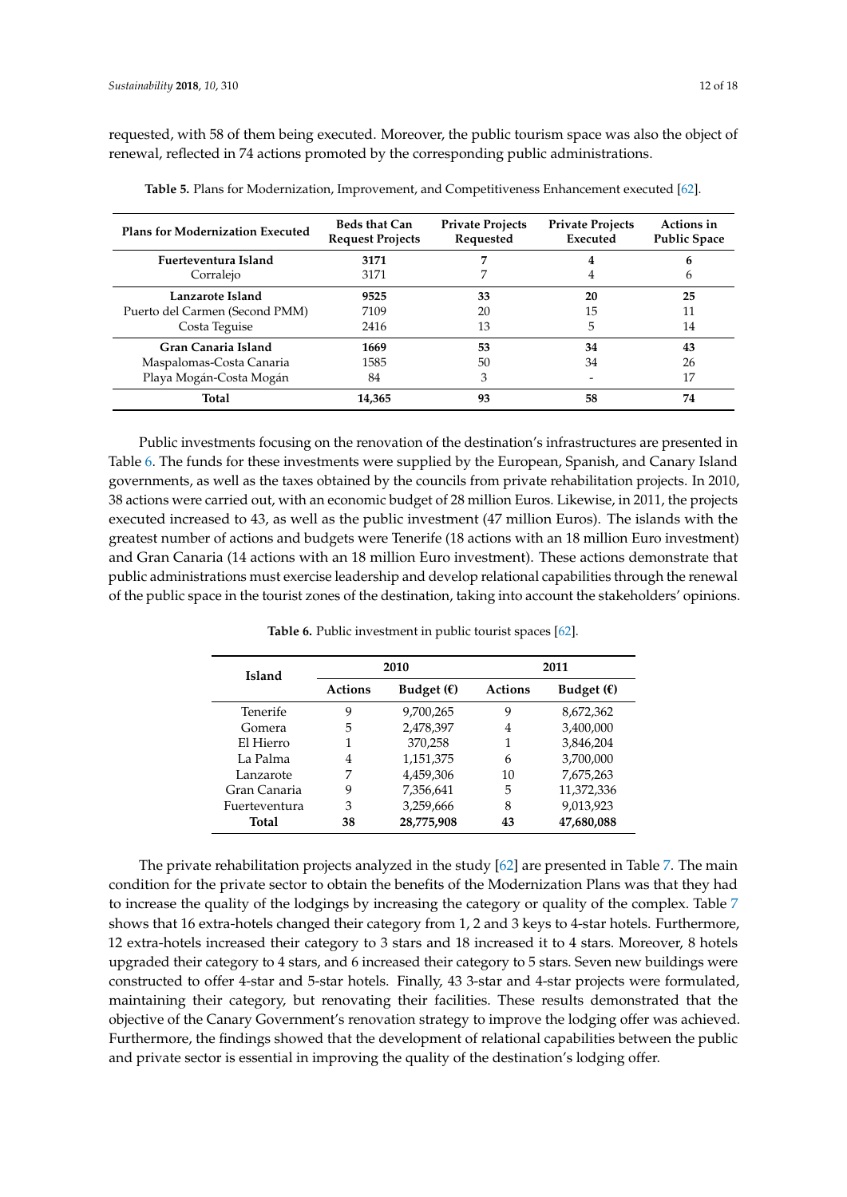requested, with 58 of them being executed. Moreover, the public tourism space was also the object of renewal, reflected in 74 actions promoted by the corresponding public administrations.

**Table 5.** Plans for Modernization, Improvement, and Competitiveness Enhancement executed [62].

| Plans for Modernization Executed | Beds that Can Request Projects | Private Projects Requested | Private Projects Executed | Actions in Public Space |
|---|---|---|---|---|
| **Fuerteventura Island** | **3171** | **7** | **4** | **6** |
| Corralejo | 3171 | 7 | 4 | 6 |
| **Lanzarote Island** | **9525** | **33** | **20** | **25** |
| Puerto del Carmen (Second PMM) | 7109 | 20 | 15 | 11 |
| Costa Teguise | 2416 | 13 | 5 | 14 |
| **Gran Canaria Island** | **1669** | **53** | **34** | **43** |
| Maspalomas-Costa Canaria | 1585 | 50 | 34 | 26 |
| Playa Mogán-Costa Mogán | 84 | 3 | - | 17 |
| **Total** | **14,365** | **93** | **58** | **74** |

Public investments focusing on the renovation of the destination's infrastructures are presented in Table 6. The funds for these investments were supplied by the European, Spanish, and Canary Island governments, as well as the taxes obtained by the councils from private rehabilitation projects. In 2010, 38 actions were carried out, with an economic budget of 28 million Euros. Likewise, in 2011, the projects executed increased to 43, as well as the public investment (47 million Euros). The islands with the greatest number of actions and budgets were Tenerife (18 actions with an 18 million Euro investment) and Gran Canaria (14 actions with an 18 million Euro investment). These actions demonstrate that public administrations must exercise leadership and develop relational capabilities through the renewal of the public space in the tourist zones of the destination, taking into account the stakeholders' opinions.

**Table 6.** Public investment in public tourist spaces [62].

| Island | 2010 | | 2011 | |
|---|---|---|---|---|
| | Actions | Budget (€) | Actions | Budget (€) |
| Tenerife | 9 | 9,700,265 | 9 | 8,672,362 |
| Gomera | 5 | 2,478,397 | 4 | 3,400,000 |
| El Hierro | 1 | 370,258 | 1 | 3,846,204 |
| La Palma | 4 | 1,151,375 | 6 | 3,700,000 |
| Lanzarote | 7 | 4,459,306 | 10 | 7,675,263 |
| Gran Canaria | 9 | 7,356,641 | 5 | 11,372,336 |
| Fuerteventura | 3 | 3,259,666 | 8 | 9,013,923 |
| **Total** | **38** | **28,775,908** | **43** | **47,680,088** |

The private rehabilitation projects analyzed in the study [62] are presented in Table 7. The main condition for the private sector to obtain the benefits of the Modernization Plans was that they had to increase the quality of the lodgings by increasing the category or quality of the complex. Table 7 shows that 16 extra-hotels changed their category from 1, 2 and 3 keys to 4-star hotels. Furthermore, 12 extra-hotels increased their category to 3 stars and 18 increased it to 4 stars. Moreover, 8 hotels upgraded their category to 4 stars, and 6 increased their category to 5 stars. Seven new buildings were constructed to offer 4-star and 5-star hotels. Finally, 43 3-star and 4-star projects were formulated, maintaining their category, but renovating their facilities. These results demonstrated that the objective of the Canary Government's renovation strategy to improve the lodging offer was achieved. Furthermore, the findings showed that the development of relational capabilities between the public and private sector is essential in improving the quality of the destination's lodging offer.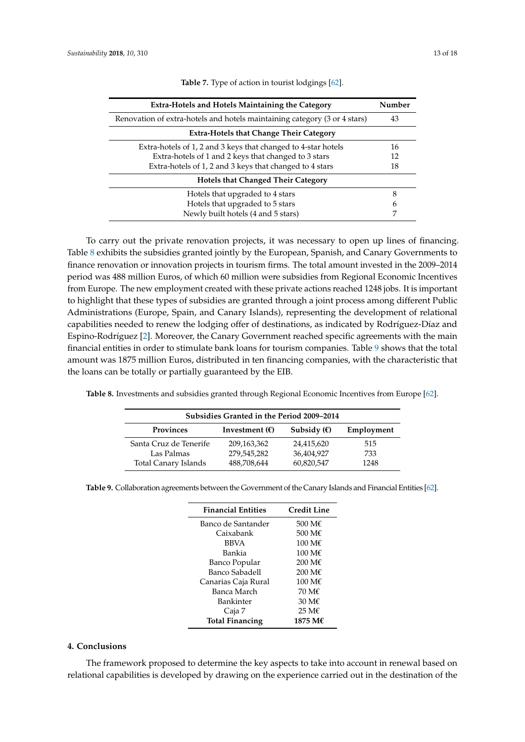**Table 7.** Type of action in tourist lodgings [62].

| Extra-Hotels and Hotels Maintaining the Category | Number |
| --- | --- |
| Renovation of extra-hotels and hotels maintaining category (3 or 4 stars) | 43 |
| **Extra-Hotels that Change Their Category** | |
| Extra-hotels of 1, 2 and 3 keys that changed to 4-star hotels | 16 |
| Extra-hotels of 1 and 2 keys that changed to 3 stars | 12 |
| Extra-hotels of 1, 2 and 3 keys that changed to 4 stars | 18 |
| **Hotels that Changed Their Category** | |
| Hotels that upgraded to 4 stars | 8 |
| Hotels that upgraded to 5 stars | 6 |
| Newly built hotels (4 and 5 stars) | 7 |

To carry out the private renovation projects, it was necessary to open up lines of financing. Table 8 exhibits the subsidies granted jointly by the European, Spanish, and Canary Governments to finance renovation or innovation projects in tourism firms. The total amount invested in the 2009–2014 period was 488 million Euros, of which 60 million were subsidies from Regional Economic Incentives from Europe. The new employment created with these private actions reached 1248 jobs. It is important to highlight that these types of subsidies are granted through a joint process among different Public Administrations (Europe, Spain, and Canary Islands), representing the development of relational capabilities needed to renew the lodging offer of destinations, as indicated by Rodríguez-Díaz and Espino-Rodríguez [2]. Moreover, the Canary Government reached specific agreements with the main financial entities in order to stimulate bank loans for tourism companies. Table 9 shows that the total amount was 1875 million Euros, distributed in ten financing companies, with the characteristic that the loans can be totally or partially guaranteed by the EIB.

**Table 8.** Investments and subsidies granted through Regional Economic Incentives from Europe [62].

| Subsidies Granted in the Period 2009–2014 | | | |
| --- | --- | --- | --- |
| **Provinces** | **Investment (€)** | **Subsidy (€)** | **Employment** |
| Santa Cruz de Tenerife | 209,163,362 | 24,415,620 | 515 |
| Las Palmas | 279,545,282 | 36,404,927 | 733 |
| Total Canary Islands | 488,708,644 | 60,820,547 | 1248 |

**Table 9.** Collaboration agreements between the Government of the Canary Islands and Financial Entities [62].

| Financial Entities | Credit Line |
| --- | --- |
| Banco de Santander | 500 M€ |
| Caixabank | 500 M€ |
| BBVA | 100 M€ |
| Bankia | 100 M€ |
| Banco Popular | 200 M€ |
| Banco Sabadell | 200 M€ |
| Canarias Caja Rural | 100 M€ |
| Banca March | 70 M€ |
| Bankinter | 30 M€ |
| Caja 7 | 25 M€ |
| **Total Financing** | **1875 M€** |

## 4. Conclusions

The framework proposed to determine the key aspects to take into account in renewal based on relational capabilities is developed by drawing on the experience carried out in the destination of the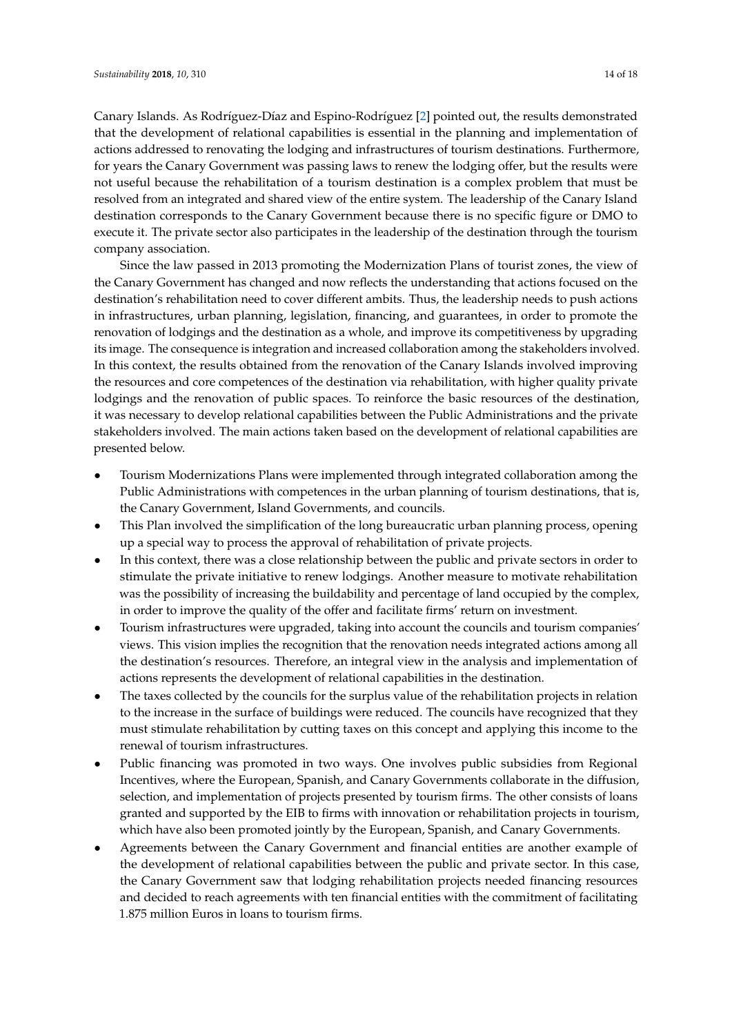Canary Islands. As Rodríguez-Díaz and Espino-Rodríguez [2] pointed out, the results demonstrated that the development of relational capabilities is essential in the planning and implementation of actions addressed to renovating the lodging and infrastructures of tourism destinations. Furthermore, for years the Canary Government was passing laws to renew the lodging offer, but the results were not useful because the rehabilitation of a tourism destination is a complex problem that must be resolved from an integrated and shared view of the entire system. The leadership of the Canary Island destination corresponds to the Canary Government because there is no specific figure or DMO to execute it. The private sector also participates in the leadership of the destination through the tourism company association.

Since the law passed in 2013 promoting the Modernization Plans of tourist zones, the view of the Canary Government has changed and now reflects the understanding that actions focused on the destination's rehabilitation need to cover different ambits. Thus, the leadership needs to push actions in infrastructures, urban planning, legislation, financing, and guarantees, in order to promote the renovation of lodgings and the destination as a whole, and improve its competitiveness by upgrading its image. The consequence is integration and increased collaboration among the stakeholders involved. In this context, the results obtained from the renovation of the Canary Islands involved improving the resources and core competences of the destination via rehabilitation, with higher quality private lodgings and the renovation of public spaces. To reinforce the basic resources of the destination, it was necessary to develop relational capabilities between the Public Administrations and the private stakeholders involved. The main actions taken based on the development of relational capabilities are presented below.

- Tourism Modernizations Plans were implemented through integrated collaboration among the Public Administrations with competences in the urban planning of tourism destinations, that is, the Canary Government, Island Governments, and councils.
- This Plan involved the simplification of the long bureaucratic urban planning process, opening up a special way to process the approval of rehabilitation of private projects.
- In this context, there was a close relationship between the public and private sectors in order to stimulate the private initiative to renew lodgings. Another measure to motivate rehabilitation was the possibility of increasing the buildability and percentage of land occupied by the complex, in order to improve the quality of the offer and facilitate firms' return on investment.
- Tourism infrastructures were upgraded, taking into account the councils and tourism companies' views. This vision implies the recognition that the renovation needs integrated actions among all the destination's resources. Therefore, an integral view in the analysis and implementation of actions represents the development of relational capabilities in the destination.
- The taxes collected by the councils for the surplus value of the rehabilitation projects in relation to the increase in the surface of buildings were reduced. The councils have recognized that they must stimulate rehabilitation by cutting taxes on this concept and applying this income to the renewal of tourism infrastructures.
- Public financing was promoted in two ways. One involves public subsidies from Regional Incentives, where the European, Spanish, and Canary Governments collaborate in the diffusion, selection, and implementation of projects presented by tourism firms. The other consists of loans granted and supported by the EIB to firms with innovation or rehabilitation projects in tourism, which have also been promoted jointly by the European, Spanish, and Canary Governments.
- Agreements between the Canary Government and financial entities are another example of the development of relational capabilities between the public and private sector. In this case, the Canary Government saw that lodging rehabilitation projects needed financing resources and decided to reach agreements with ten financial entities with the commitment of facilitating 1.875 million Euros in loans to tourism firms.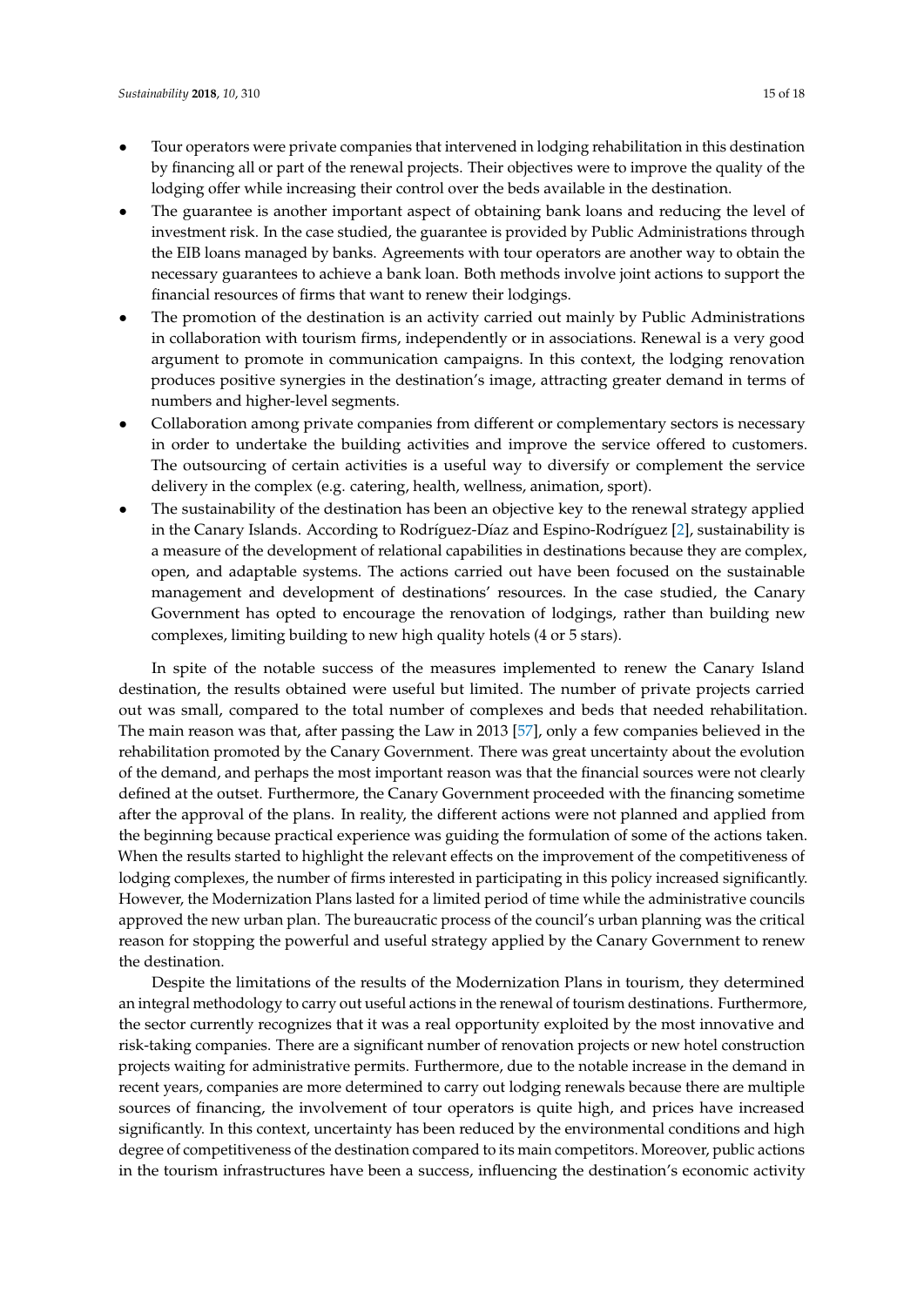- Tour operators were private companies that intervened in lodging rehabilitation in this destination by financing all or part of the renewal projects. Their objectives were to improve the quality of the lodging offer while increasing their control over the beds available in the destination.
- The guarantee is another important aspect of obtaining bank loans and reducing the level of investment risk. In the case studied, the guarantee is provided by Public Administrations through the EIB loans managed by banks. Agreements with tour operators are another way to obtain the necessary guarantees to achieve a bank loan. Both methods involve joint actions to support the financial resources of firms that want to renew their lodgings.
- The promotion of the destination is an activity carried out mainly by Public Administrations in collaboration with tourism firms, independently or in associations. Renewal is a very good argument to promote in communication campaigns. In this context, the lodging renovation produces positive synergies in the destination's image, attracting greater demand in terms of numbers and higher-level segments.
- Collaboration among private companies from different or complementary sectors is necessary in order to undertake the building activities and improve the service offered to customers. The outsourcing of certain activities is a useful way to diversify or complement the service delivery in the complex (e.g. catering, health, wellness, animation, sport).
- The sustainability of the destination has been an objective key to the renewal strategy applied in the Canary Islands. According to Rodríguez-Díaz and Espino-Rodríguez [2], sustainability is a measure of the development of relational capabilities in destinations because they are complex, open, and adaptable systems. The actions carried out have been focused on the sustainable management and development of destinations' resources. In the case studied, the Canary Government has opted to encourage the renovation of lodgings, rather than building new complexes, limiting building to new high quality hotels (4 or 5 stars).

In spite of the notable success of the measures implemented to renew the Canary Island destination, the results obtained were useful but limited. The number of private projects carried out was small, compared to the total number of complexes and beds that needed rehabilitation. The main reason was that, after passing the Law in 2013 [57], only a few companies believed in the rehabilitation promoted by the Canary Government. There was great uncertainty about the evolution of the demand, and perhaps the most important reason was that the financial sources were not clearly defined at the outset. Furthermore, the Canary Government proceeded with the financing sometime after the approval of the plans. In reality, the different actions were not planned and applied from the beginning because practical experience was guiding the formulation of some of the actions taken. When the results started to highlight the relevant effects on the improvement of the competitiveness of lodging complexes, the number of firms interested in participating in this policy increased significantly. However, the Modernization Plans lasted for a limited period of time while the administrative councils approved the new urban plan. The bureaucratic process of the council's urban planning was the critical reason for stopping the powerful and useful strategy applied by the Canary Government to renew the destination.

Despite the limitations of the results of the Modernization Plans in tourism, they determined an integral methodology to carry out useful actions in the renewal of tourism destinations. Furthermore, the sector currently recognizes that it was a real opportunity exploited by the most innovative and risk-taking companies. There are a significant number of renovation projects or new hotel construction projects waiting for administrative permits. Furthermore, due to the notable increase in the demand in recent years, companies are more determined to carry out lodging renewals because there are multiple sources of financing, the involvement of tour operators is quite high, and prices have increased significantly. In this context, uncertainty has been reduced by the environmental conditions and high degree of competitiveness of the destination compared to its main competitors. Moreover, public actions in the tourism infrastructures have been a success, influencing the destination's economic activity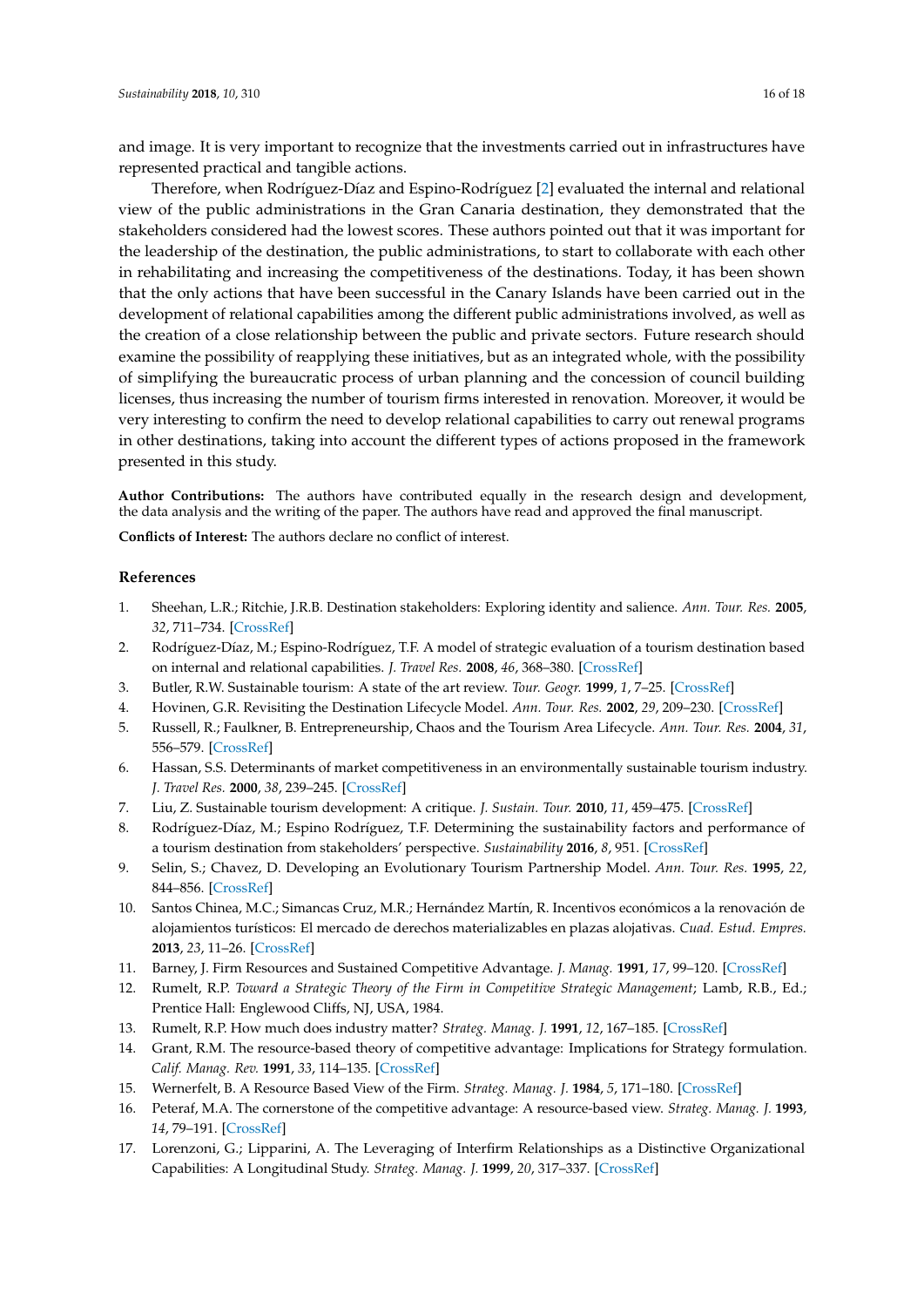and image. It is very important to recognize that the investments carried out in infrastructures have represented practical and tangible actions.

Therefore, when Rodríguez-Díaz and Espino-Rodríguez [2] evaluated the internal and relational view of the public administrations in the Gran Canaria destination, they demonstrated that the stakeholders considered had the lowest scores. These authors pointed out that it was important for the leadership of the destination, the public administrations, to start to collaborate with each other in rehabilitating and increasing the competitiveness of the destinations. Today, it has been shown that the only actions that have been successful in the Canary Islands have been carried out in the development of relational capabilities among the different public administrations involved, as well as the creation of a close relationship between the public and private sectors. Future research should examine the possibility of reapplying these initiatives, but as an integrated whole, with the possibility of simplifying the bureaucratic process of urban planning and the concession of council building licenses, thus increasing the number of tourism firms interested in renovation. Moreover, it would be very interesting to confirm the need to develop relational capabilities to carry out renewal programs in other destinations, taking into account the different types of actions proposed in the framework presented in this study.

**Author Contributions:** The authors have contributed equally in the research design and development, the data analysis and the writing of the paper. The authors have read and approved the final manuscript.

**Conflicts of Interest:** The authors declare no conflict of interest.

## References

1. Sheehan, L.R.; Ritchie, J.R.B. Destination stakeholders: Exploring identity and salience. *Ann. Tour. Res.* **2005**, *32*, 711–734. [CrossRef]
2. Rodríguez-Díaz, M.; Espino-Rodríguez, T.F. A model of strategic evaluation of a tourism destination based on internal and relational capabilities. *J. Travel Res.* **2008**, *46*, 368–380. [CrossRef]
3. Butler, R.W. Sustainable tourism: A state of the art review. *Tour. Geogr.* **1999**, *1*, 7–25. [CrossRef]
4. Hovinen, G.R. Revisiting the Destination Lifecycle Model. *Ann. Tour. Res.* **2002**, *29*, 209–230. [CrossRef]
5. Russell, R.; Faulkner, B. Entrepreneurship, Chaos and the Tourism Area Lifecycle. *Ann. Tour. Res.* **2004**, *31*, 556–579. [CrossRef]
6. Hassan, S.S. Determinants of market competitiveness in an environmentally sustainable tourism industry. *J. Travel Res.* **2000**, *38*, 239–245. [CrossRef]
7. Liu, Z. Sustainable tourism development: A critique. *J. Sustain. Tour.* **2010**, *11*, 459–475. [CrossRef]
8. Rodríguez-Díaz, M.; Espino Rodríguez, T.F. Determining the sustainability factors and performance of a tourism destination from stakeholders' perspective. *Sustainability* **2016**, *8*, 951. [CrossRef]
9. Selin, S.; Chavez, D. Developing an Evolutionary Tourism Partnership Model. *Ann. Tour. Res.* **1995**, *22*, 844–856. [CrossRef]
10. Santos Chinea, M.C.; Simancas Cruz, M.R.; Hernández Martín, R. Incentivos económicos a la renovación de alojamientos turísticos: El mercado de derechos materializables en plazas alojativas. *Cuad. Estud. Empres.* **2013**, *23*, 11–26. [CrossRef]
11. Barney, J. Firm Resources and Sustained Competitive Advantage. *J. Manag.* **1991**, *17*, 99–120. [CrossRef]
12. Rumelt, R.P. *Toward a Strategic Theory of the Firm in Competitive Strategic Management*; Lamb, R.B., Ed.; Prentice Hall: Englewood Cliffs, NJ, USA, 1984.
13. Rumelt, R.P. How much does industry matter? *Strateg. Manag. J.* **1991**, *12*, 167–185. [CrossRef]
14. Grant, R.M. The resource-based theory of competitive advantage: Implications for Strategy formulation. *Calif. Manag. Rev.* **1991**, *33*, 114–135. [CrossRef]
15. Wernerfelt, B. A Resource Based View of the Firm. *Strateg. Manag. J.* **1984**, *5*, 171–180. [CrossRef]
16. Peteraf, M.A. The cornerstone of the competitive advantage: A resource-based view. *Strateg. Manag. J.* **1993**, *14*, 79–191. [CrossRef]
17. Lorenzoni, G.; Lipparini, A. The Leveraging of Interfirm Relationships as a Distinctive Organizational Capabilities: A Longitudinal Study. *Strateg. Manag. J.* **1999**, *20*, 317–337. [CrossRef]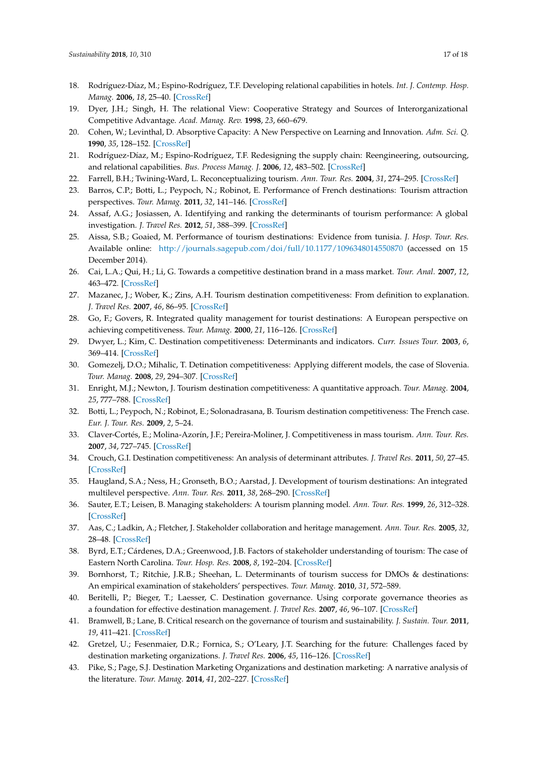18. Rodríguez-Díaz, M.; Espino-Rodríguez, T.F. Developing relational capabilities in hotels. *Int. J. Contemp. Hosp. Manag.* **2006**, *18*, 25–40. [CrossRef]
19. Dyer, J.H.; Singh, H. The relational View: Cooperative Strategy and Sources of Interorganizational Competitive Advantage. *Acad. Manag. Rev.* **1998**, *23*, 660–679.
20. Cohen, W.; Levinthal, D. Absorptive Capacity: A New Perspective on Learning and Innovation. *Adm. Sci. Q.* **1990**, *35*, 128–152. [CrossRef]
21. Rodríguez-Díaz, M.; Espino-Rodríguez, T.F. Redesigning the supply chain: Reengineering, outsourcing, and relational capabilities. *Bus. Process Manag. J.* **2006**, *12*, 483–502. [CrossRef]
22. Farrell, B.H.; Twining-Ward, L. Reconceptualizing tourism. *Ann. Tour. Res.* **2004**, *31*, 274–295. [CrossRef]
23. Barros, C.P.; Botti, L.; Peypoch, N.; Robinot, E. Performance of French destinations: Tourism attraction perspectives. *Tour. Manag.* **2011**, *32*, 141–146. [CrossRef]
24. Assaf, A.G.; Josiassen, A. Identifying and ranking the determinants of tourism performance: A global investigation. *J. Travel Res.* **2012**, *51*, 388–399. [CrossRef]
25. Aissa, S.B.; Goaied, M. Performance of tourism destinations: Evidence from tunisia. *J. Hosp. Tour. Res.* Available online: http://journals.sagepub.com/doi/full/10.1177/1096348014550870 (accessed on 15 December 2014).
26. Cai, L.A.; Qui, H.; Li, G. Towards a competitive destination brand in a mass market. *Tour. Anal.* **2007**, *12*, 463–472. [CrossRef]
27. Mazanec, J.; Wober, K.; Zins, A.H. Tourism destination competitiveness: From definition to explanation. *J. Travel Res.* **2007**, *46*, 86–95. [CrossRef]
28. Go, F.; Govers, R. Integrated quality management for tourist destinations: A European perspective on achieving competitiveness. *Tour. Manag.* **2000**, *21*, 116–126. [CrossRef]
29. Dwyer, L.; Kim, C. Destination competitiveness: Determinants and indicators. *Curr. Issues Tour.* **2003**, *6*, 369–414. [CrossRef]
30. Gomezelj, D.O.; Mihalic, T. Detination competitiveness: Applying different models, the case of Slovenia. *Tour. Manag.* **2008**, *29*, 294–307. [CrossRef]
31. Enright, M.J.; Newton, J. Tourism destination competitiveness: A quantitative approach. *Tour. Manag.* **2004**, *25*, 777–788. [CrossRef]
32. Botti, L.; Peypoch, N.; Robinot, E.; Solonadrasana, B. Tourism destination competitiveness: The French case. *Eur. J. Tour. Res.* **2009**, *2*, 5–24.
33. Claver-Cortés, E.; Molina-Azorín, J.F.; Pereira-Moliner, J. Competitiveness in mass tourism. *Ann. Tour. Res.* **2007**, *34*, 727–745. [CrossRef]
34. Crouch, G.I. Destination competitiveness: An analysis of determinant attributes. *J. Travel Res.* **2011**, *50*, 27–45. [CrossRef]
35. Haugland, S.A.; Ness, H.; Gronseth, B.O.; Aarstad, J. Development of tourism destinations: An integrated multilevel perspective. *Ann. Tour. Res.* **2011**, *38*, 268–290. [CrossRef]
36. Sauter, E.T.; Leisen, B. Managing stakeholders: A tourism planning model. *Ann. Tour. Res.* **1999**, *26*, 312–328. [CrossRef]
37. Aas, C.; Ladkin, A.; Fletcher, J. Stakeholder collaboration and heritage management. *Ann. Tour. Res.* **2005**, *32*, 28–48. [CrossRef]
38. Byrd, E.T.; Cárdenes, D.A.; Greenwood, J.B. Factors of stakeholder understanding of tourism: The case of Eastern North Carolina. *Tour. Hosp. Res.* **2008**, *8*, 192–204. [CrossRef]
39. Bornhorst, T.; Ritchie, J.R.B.; Sheehan, L. Determinants of tourism success for DMOs & destinations: An empirical examination of stakeholders' perspectives. *Tour. Manag.* **2010**, *31*, 572–589.
40. Beritelli, P.; Bieger, T.; Laesser, C. Destination governance. Using corporate governance theories as a foundation for effective destination management. *J. Travel Res.* **2007**, *46*, 96–107. [CrossRef]
41. Bramwell, B.; Lane, B. Critical research on the governance of tourism and sustainability. *J. Sustain. Tour.* **2011**, *19*, 411–421. [CrossRef]
42. Gretzel, U.; Fesenmaier, D.R.; Fornica, S.; O'Leary, J.T. Searching for the future: Challenges faced by destination marketing organizations. *J. Travel Res.* **2006**, *45*, 116–126. [CrossRef]
43. Pike, S.; Page, S.J. Destination Marketing Organizations and destination marketing: A narrative analysis of the literature. *Tour. Manag.* **2014**, *41*, 202–227. [CrossRef]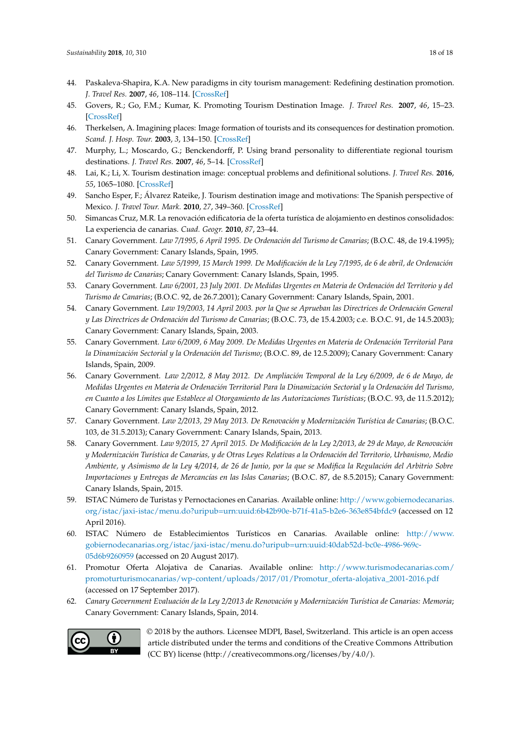44. Paskaleva-Shapira, K.A. New paradigms in city tourism management: Redefining destination promotion. *J. Travel Res.* **2007**, *46*, 108–114. [CrossRef]
45. Govers, R.; Go, F.M.; Kumar, K. Promoting Tourism Destination Image. *J. Travel Res.* **2007**, *46*, 15–23. [CrossRef]
46. Therkelsen, A. Imagining places: Image formation of tourists and its consequences for destination promotion. *Scand. J. Hosp. Tour.* **2003**, *3*, 134–150. [CrossRef]
47. Murphy, L.; Moscardo, G.; Benckendorff, P. Using brand personality to differentiate regional tourism destinations. *J. Travel Res.* **2007**, *46*, 5–14. [CrossRef]
48. Lai, K.; Li, X. Tourism destination image: conceptual problems and definitional solutions. *J. Travel Res.* **2016**, *55*, 1065–1080. [CrossRef]
49. Sancho Esper, F.; Álvarez Rateike, J. Tourism destination image and motivations: The Spanish perspective of Mexico. *J. Travel Tour. Mark.* **2010**, *27*, 349–360. [CrossRef]
50. Simancas Cruz, M.R. La renovación edificatoria de la oferta turística de alojamiento en destinos consolidados: La experiencia de canarias. *Cuad. Geogr.* **2010**, *87*, 23–44.
51. Canary Government. *Law 7/1995, 6 April 1995. De Ordenación del Turismo de Canarias*; (B.O.C. 48, de 19.4.1995); Canary Government: Canary Islands, Spain, 1995.
52. Canary Government. *Law 5/1999, 15 March 1999. De Modificación de la Ley 7/1995, de 6 de abril, de Ordenación del Turismo de Canarias*; Canary Government: Canary Islands, Spain, 1995.
53. Canary Government. *Law 6/2001, 23 July 2001. De Medidas Urgentes en Materia de Ordenación del Territorio y del Turismo de Canarias*; (B.O.C. 92, de 26.7.2001); Canary Government: Canary Islands, Spain, 2001.
54. Canary Government. *Law 19/2003, 14 April 2003. por la Que se Aprueban las Directrices de Ordenación General y Las Directrices de Ordenación del Turismo de Canarias*; (B.O.C. 73, de 15.4.2003; c.e. B.O.C. 91, de 14.5.2003); Canary Government: Canary Islands, Spain, 2003.
55. Canary Government. *Law 6/2009, 6 May 2009. De Medidas Urgentes en Materia de Ordenación Territorial Para la Dinamización Sectorial y la Ordenación del Turismo*; (B.O.C. 89, de 12.5.2009); Canary Government: Canary Islands, Spain, 2009.
56. Canary Government. *Law 2/2012, 8 May 2012. De Ampliación Temporal de la Ley 6/2009, de 6 de Mayo, de Medidas Urgentes en Materia de Ordenación Territorial Para la Dinamización Sectorial y la Ordenación del Turismo, en Cuanto a los Límites que Establece al Otorgamiento de las Autorizaciones Turísticas*; (B.O.C. 93, de 11.5.2012); Canary Government: Canary Islands, Spain, 2012.
57. Canary Government. *Law 2/2013, 29 May 2013. De Renovación y Modernización Turística de Canarias*; (B.O.C. 103, de 31.5.2013); Canary Government: Canary Islands, Spain, 2013.
58. Canary Government. *Law 9/2015, 27 April 2015. De Modificación de la Ley 2/2013, de 29 de Mayo, de Renovación y Modernización Turística de Canarias, y de Otras Leyes Relativas a la Ordenación del Territorio, Urbanismo, Medio Ambiente, y Asimismo de la Ley 4/2014, de 26 de Junio, por la que se Modifica la Regulación del Arbitrio Sobre Importaciones y Entregas de Mercancías en las Islas Canarias*; (B.O.C. 87, de 8.5.2015); Canary Government: Canary Islands, Spain, 2015.
59. ISTAC Número de Turistas y Pernoctaciones en Canarias. Available online: http://www.gobiernodecanarias.org/istac/jaxi-istac/menu.do?uripub=urn:uuid:6b42b90e-b71f-41a5-b2e6-363e854bfdc9 (accessed on 12 April 2016).
60. ISTAC Número de Establecimientos Turísticos en Canarias. Available online: http://www.gobiernodecanarias.org/istac/jaxi-istac/menu.do?uripub=urn:uuid:40dab52d-bc0e-4986-969c-05d6b9260959 (accessed on 20 August 2017).
61. Promotur Oferta Alojativa de Canarias. Available online: http://www.turismodecanarias.com/promoturturismocanarias/wp-content/uploads/2017/01/Promotur_oferta-alojativa_2001-2016.pdf (accessed on 17 September 2017).
62. *Canary Government Evaluación de la Ley 2/2013 de Renovación y Modernización Turística de Canarias: Memoria*; Canary Government: Canary Islands, Spain, 2014.

© 2018 by the authors. Licensee MDPI, Basel, Switzerland. This article is an open access article distributed under the terms and conditions of the Creative Commons Attribution (CC BY) license (http://creativecommons.org/licenses/by/4.0/).